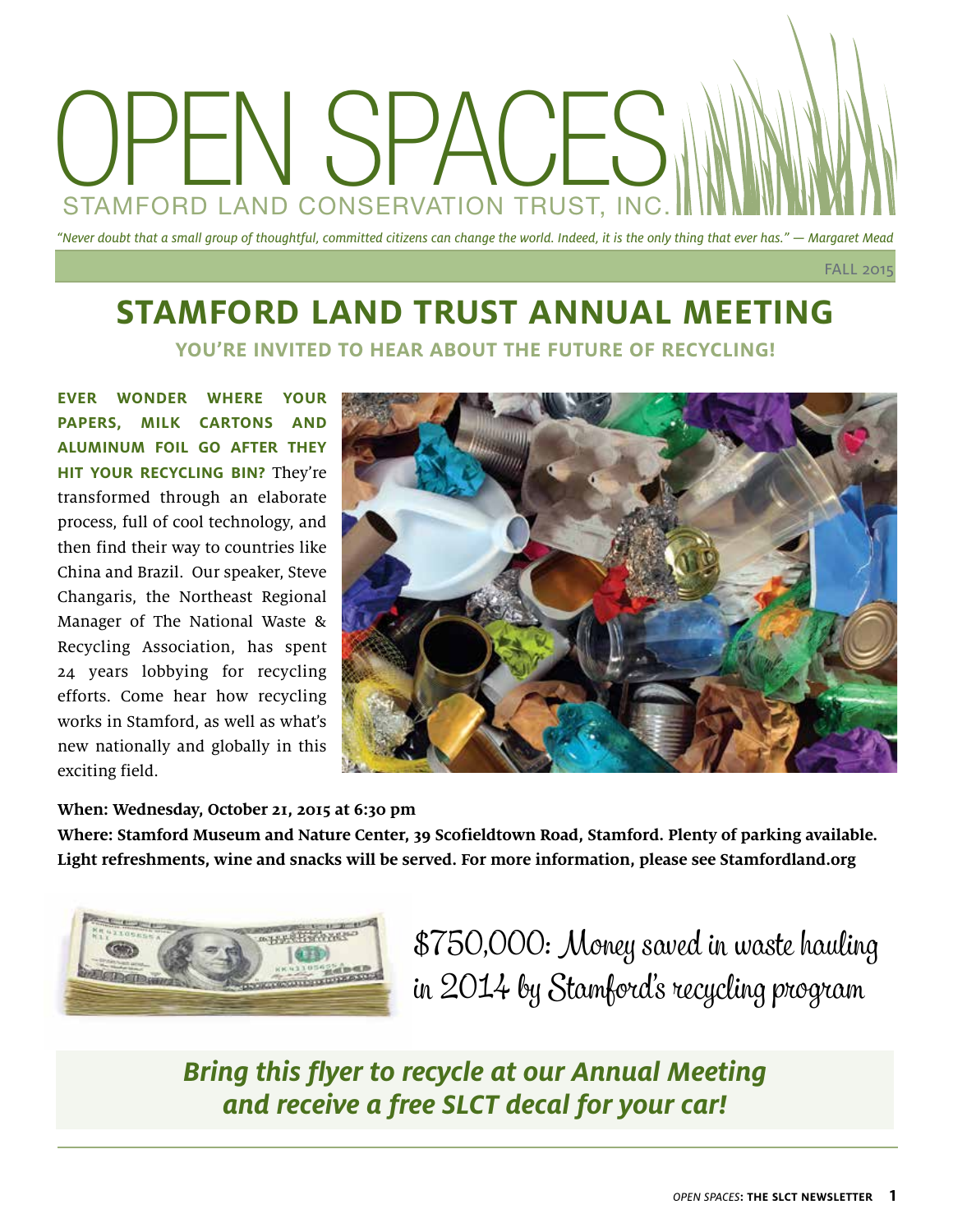# OPEN SPACES

STAMFORD LAND CONSERVATION TRUST, INC.

*"Never doubt that a small group of thoughtful, committed citizens can change the world. Indeed, it is the only thing that ever has." — Margaret Mead*

FALL 2015

## STAMFORD LAND TRUST ANNUAL MEETING

### YOU'RE INVITED TO HEAR ABOUT THE FUTURE OF RECYCLING!

**EVER WONDER WHERE YOUR PAPERS, MILK CARTONS AND ALUMINUM FOIL GO AFTER THEY HIT YOUR RECYCLING BIN?** They're transformed through an elaborate process, full of cool technology, and then find their way to countries like China and Brazil. Our speaker, Steve Changaris, the Northeast Regional Manager of The National Waste & Recycling Association, has spent 24 years lobbying for recycling efforts. Come hear how recycling works in Stamford, as well as what's new nationally and globally in this exciting field.

**When: Wednesday, October 21, 2015 at 6:30 pm**

**Where: Stamford Museum and Nature Center, 39 Scofieldtown Road, Stamford. Plenty of parking available. Light refreshments, wine and snacks will be served. For more information, please see Stamfordland.org**

$750,000: Money saved in waste hauling in 2014 by Stamford's recycling program

***Bring this flyer to recycle at our Annual Meeting and receive a free SLCT decal for your car!***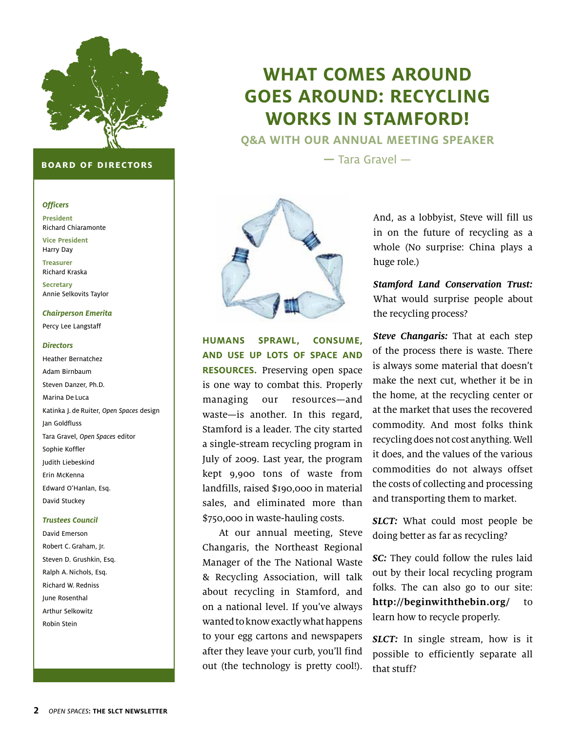# WHAT COMES AROUND GOES AROUND: RECYCLING WORKS IN STAMFORD!

## Q&A WITH OUR ANNUAL MEETING SPEAKER

— Tara Gravel —

**HUMANS SPRAWL, CONSUME, AND USE UP LOTS OF SPACE AND RESOURCES.** Preserving open space is one way to combat this. Properly managing our resources—and waste—is another. In this regard, Stamford is a leader. The city started a single-stream recycling program in July of 2009. Last year, the program kept 9,900 tons of waste from landfills, raised $190,000 in material sales, and eliminated more than $750,000 in waste-hauling costs.

At our annual meeting, Steve Changaris, the Northeast Regional Manager of the The National Waste & Recycling Association, will talk about recycling in Stamford, and on a national level. If you've always wanted to know exactly what happens to your egg cartons and newspapers after they leave your curb, you'll find out (the technology is pretty cool!). And, as a lobbyist, Steve will fill us in on the future of recycling as a whole (No surprise: China plays a huge role.)

***Stamford Land Conservation Trust:*** What would surprise people about the recycling process?

***Steve Changaris:*** That at each step of the process there is waste. There is always some material that doesn't make the next cut, whether it be in the home, at the recycling center or at the market that uses the recovered commodity. And most folks think recycling does not cost anything. Well it does, and the values of the various commodities do not always offset the costs of collecting and processing and transporting them to market.

***SLCT:*** What could most people be doing better as far as recycling?

***SC:*** They could follow the rules laid out by their local recycling program folks. The can also go to our site: **http://beginwiththebin.org/** to learn how to recycle properly.

***SLCT:*** In single stream, how is it possible to efficiently separate all that stuff?

---

**BOARD OF DIRECTORS**

***Officers***

**President**
Richard Chiaramonte

**Vice President**
Harry Day

**Treasurer**
Richard Kraska

**Secretary**
Annie Selkovits Taylor

***Chairperson Emerita***
Percy Lee Langstaff

***Directors***
Heather Bernatchez
Adam Birnbaum
Steven Danzer, Ph.D.
Marina De Luca
Katinka J. de Ruiter, *Open Spaces* design
Jan Goldfluss
Tara Gravel, *Open Spaces* editor
Sophie Koffler
Judith Liebeskind
Erin McKenna
Edward O'Hanlan, Esq.
David Stuckey

***Trustees Council***
David Emerson
Robert C. Graham, Jr.
Steven D. Grushkin, Esq.
Ralph A. Nichols, Esq.
Richard W. Redniss
June Rosenthal
Arthur Selkowitz
Robin Stein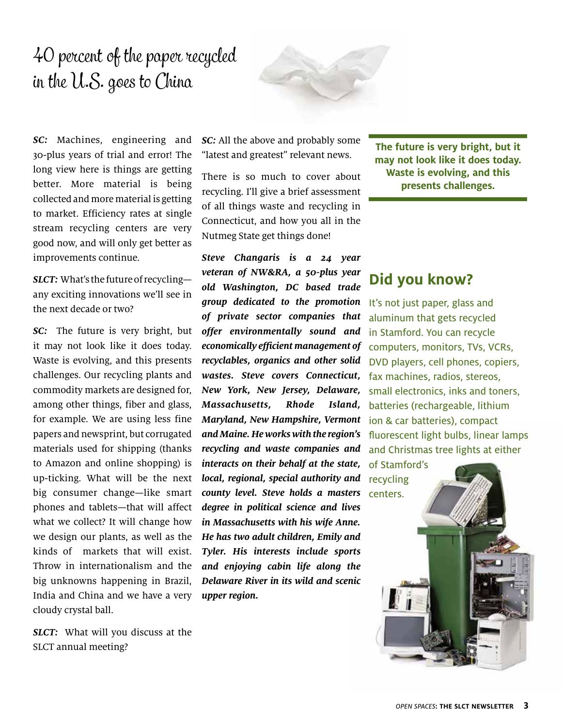# 40 percent of the paper recycled in the U.S. goes to China

***SC:*** Machines, engineering and 30-plus years of trial and error! The long view here is things are getting better. More material is being collected and more material is getting to market. Efficiency rates at single stream recycling centers are very good now, and will only get better as improvements continue.

***SLCT:*** What's the future of recycling—any exciting innovations we'll see in the next decade or two?

***SC:*** The future is very bright, but it may not look like it does today. Waste is evolving, and this presents challenges. Our recycling plants and commodity markets are designed for, among other things, fiber and glass, for example. We are using less fine papers and newsprint, but corrugated materials used for shipping (thanks to Amazon and online shopping) is up-ticking. What will be the next big consumer change—like smart phones and tablets—that will affect what we collect? It will change how we design our plants, as well as the kinds of markets that will exist. Throw in internationalism and the big unknowns happening in Brazil, India and China and we have a very cloudy crystal ball.

***SLCT:*** What will you discuss at the SLCT annual meeting?

***SC:*** All the above and probably some "latest and greatest" relevant news.

There is so much to cover about recycling. I'll give a brief assessment of all things waste and recycling in Connecticut, and how you all in the Nutmeg State get things done!

***Steve Changaris is a 24 year veteran of NW&RA, a 50-plus year old Washington, DC based trade group dedicated to the promotion of private sector companies that offer environmentally sound and economically efficient management of recyclables, organics and other solid wastes. Steve covers Connecticut, New York, New Jersey, Delaware, Massachusetts, Rhode Island, Maryland, New Hampshire, Vermont and Maine. He works with the region's recycling and waste companies and interacts on their behalf at the state, local, regional, special authority and county level. Steve holds a masters degree in political science and lives in Massachusetts with his wife Anne. He has two adult children, Emily and Tyler. His interests include sports and enjoying cabin life along the Delaware River in its wild and scenic upper region.***

**The future is very bright, but it may not look like it does today. Waste is evolving, and this presents challenges.**

## Did you know?

It's not just paper, glass and aluminum that gets recycled in Stamford. You can recycle computers, monitors, TVs, VCRs, DVD players, cell phones, copiers, fax machines, radios, stereos, small electronics, inks and toners, batteries (rechargeable, lithium ion & car batteries), compact fluorescent light bulbs, linear lamps and Christmas tree lights at either of Stamford's recycling centers.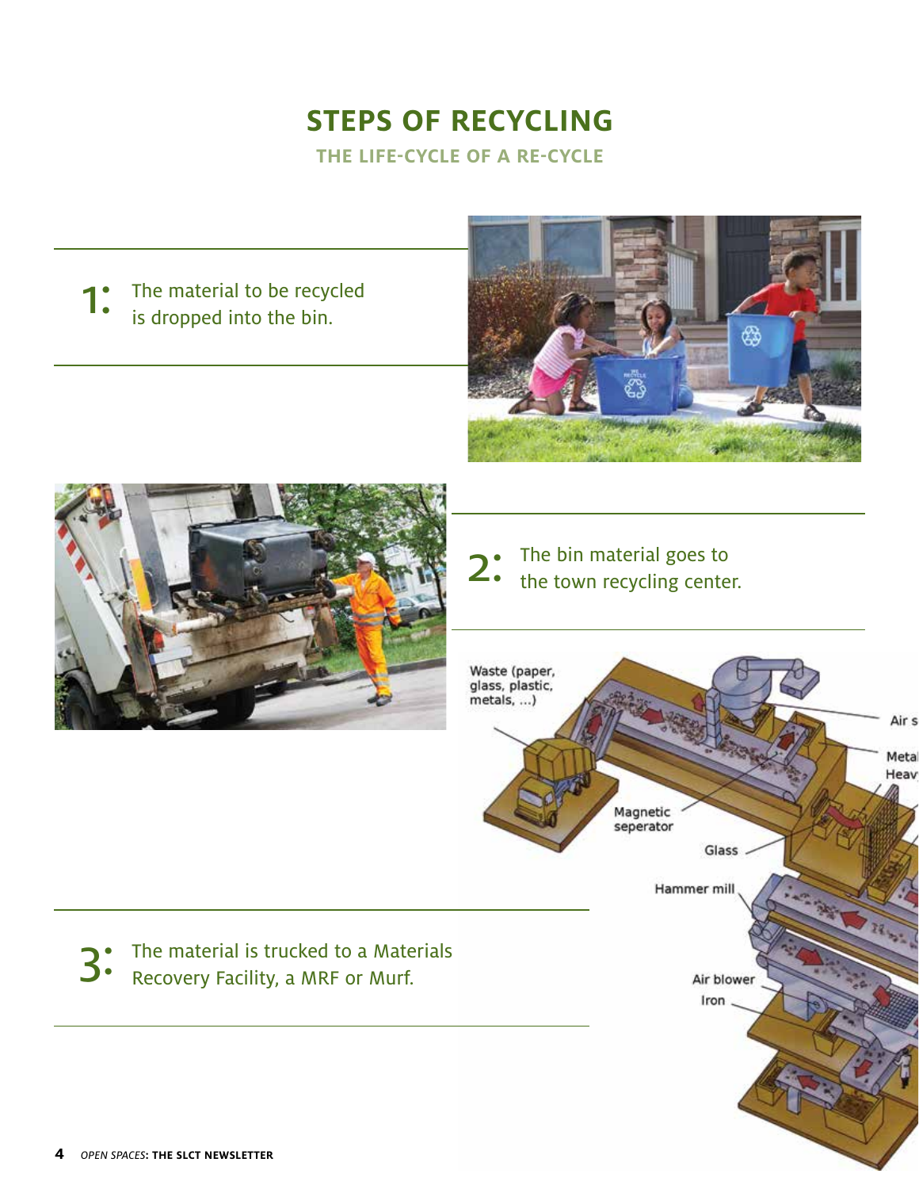# STEPS OF RECYCLING

## THE LIFE-CYCLE OF A RE-CYCLE

**1:** The material to be recycled is dropped into the bin.

**2:** The bin material goes to the town recycling center.

**3:** The material is trucked to a Materials Recovery Facility, a MRF or Murf.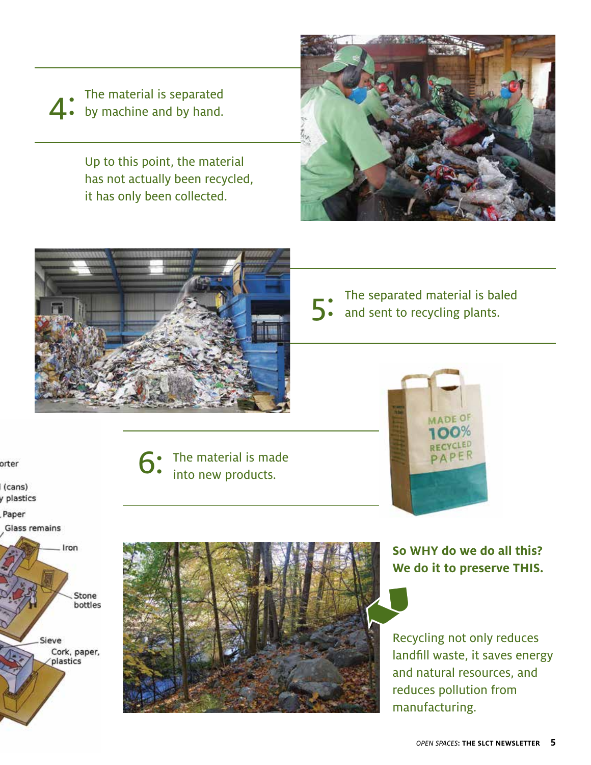**4:** The material is separated by machine and by hand.

Up to this point, the material has not actually been recycled, it has only been collected.

**5:** The separated material is baled and sent to recycling plants.

**6:** The material is made into new products.

**So WHY do we do all this? We do it to preserve THIS.**

Recycling not only reduces landfill waste, it saves energy and natural resources, and reduces pollution from manufacturing.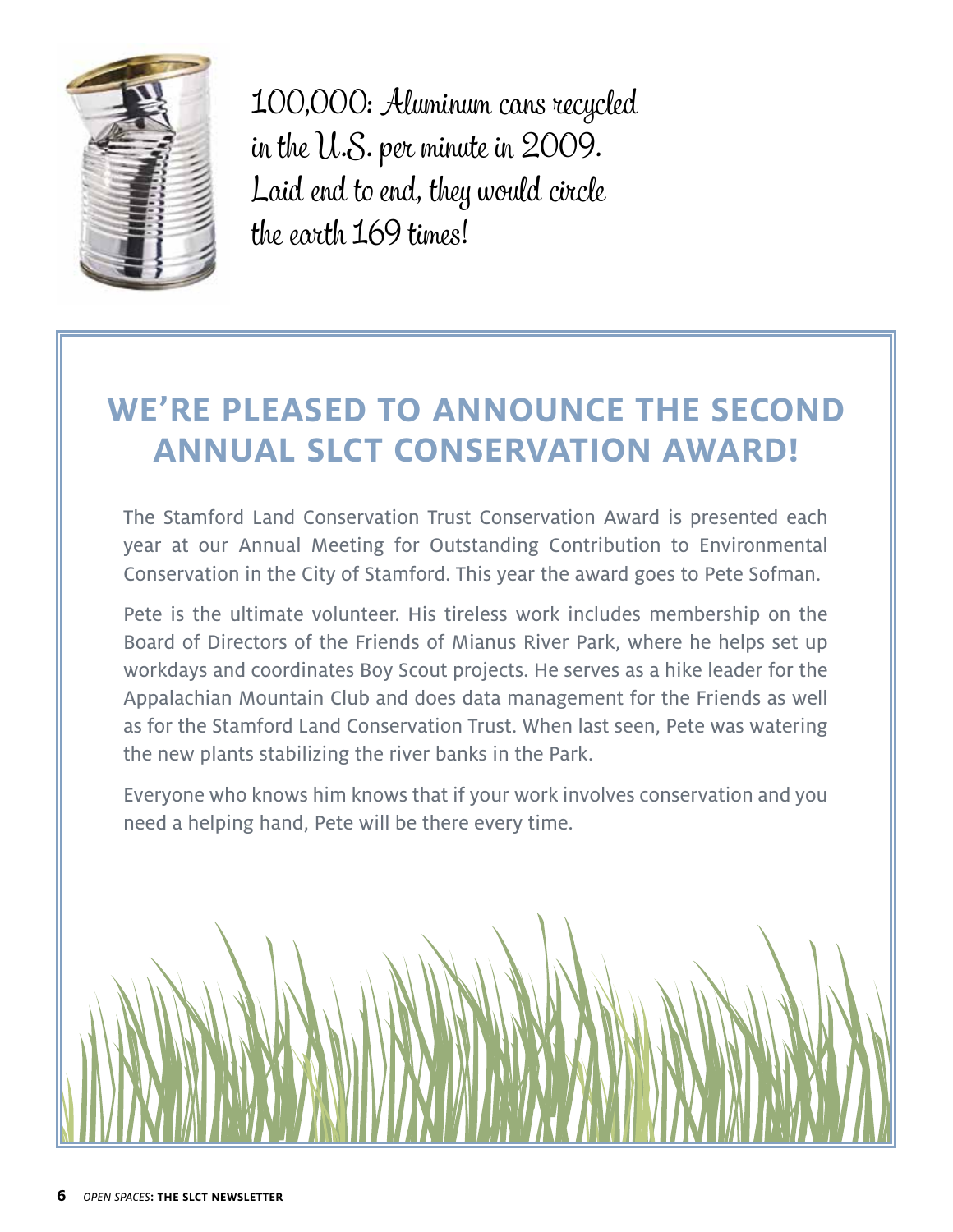100,000: Aluminum cans recycled in the U.S. per minute in 2009. Laid end to end, they would circle the earth 169 times!

## WE'RE PLEASED TO ANNOUNCE THE SECOND ANNUAL SLCT CONSERVATION AWARD!

The Stamford Land Conservation Trust Conservation Award is presented each year at our Annual Meeting for Outstanding Contribution to Environmental Conservation in the City of Stamford. This year the award goes to Pete Sofman.

Pete is the ultimate volunteer. His tireless work includes membership on the Board of Directors of the Friends of Mianus River Park, where he helps set up workdays and coordinates Boy Scout projects. He serves as a hike leader for the Appalachian Mountain Club and does data management for the Friends as well as for the Stamford Land Conservation Trust. When last seen, Pete was watering the new plants stabilizing the river banks in the Park.

Everyone who knows him knows that if your work involves conservation and you need a helping hand, Pete will be there every time.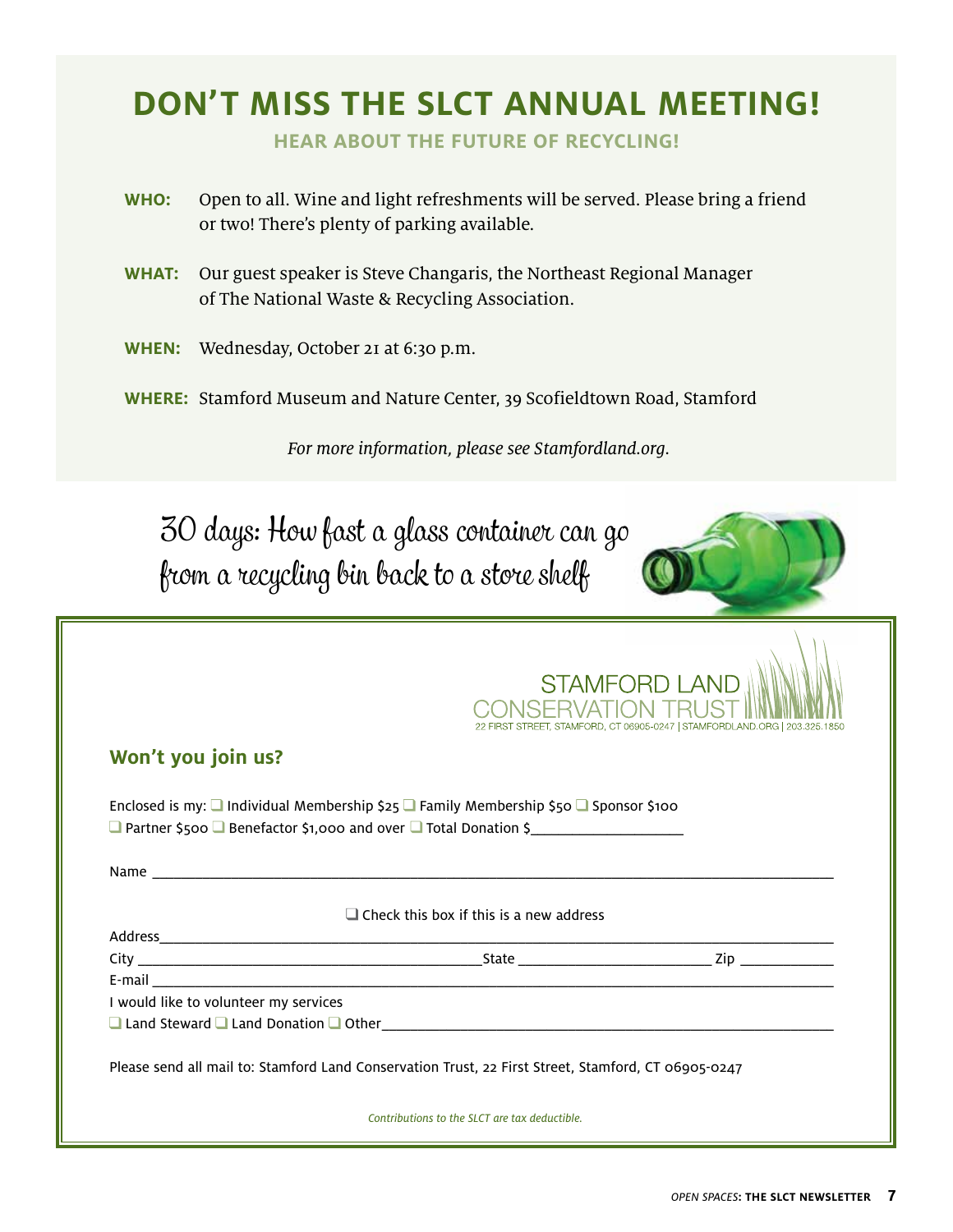# DON'T MISS THE SLCT ANNUAL MEETING!

**HEAR ABOUT THE FUTURE OF RECYCLING!**

**WHO:** Open to all. Wine and light refreshments will be served. Please bring a friend or two! There's plenty of parking available.

**WHAT:** Our guest speaker is Steve Changaris, the Northeast Regional Manager of The National Waste & Recycling Association.

**WHEN:** Wednesday, October 21 at 6:30 p.m.

**WHERE:** Stamford Museum and Nature Center, 39 Scofieldtown Road, Stamford

*For more information, please see Stamfordland.org.*

30 days: How fast a glass container can go from a recycling bin back to a store shelf

STAMFORD LAND CONSERVATION TRUST
22 FIRST STREET, STAMFORD, CT 06905-0247 | STAMFORDLAND.ORG | 203.325.1850

## Won't you join us?

Enclosed is my: ❑ Individual Membership $25 ❑ Family Membership $50 ❑ Sponsor $100
❑ Partner $500 ❑ Benefactor $1,000 and over ❑ Total Donation $____________________

Name ____________________________________________________________

❑ Check this box if this is a new address

Address __________________________________________________________

City ______________________________ State __________________ Zip __________

E-mail ___________________________________________________________

I would like to volunteer my services

❑ Land Steward ❑ Land Donation ❑ Other ___________________________________

Please send all mail to: Stamford Land Conservation Trust, 22 First Street, Stamford, CT 06905-0247

*Contributions to the SLCT are tax deductible.*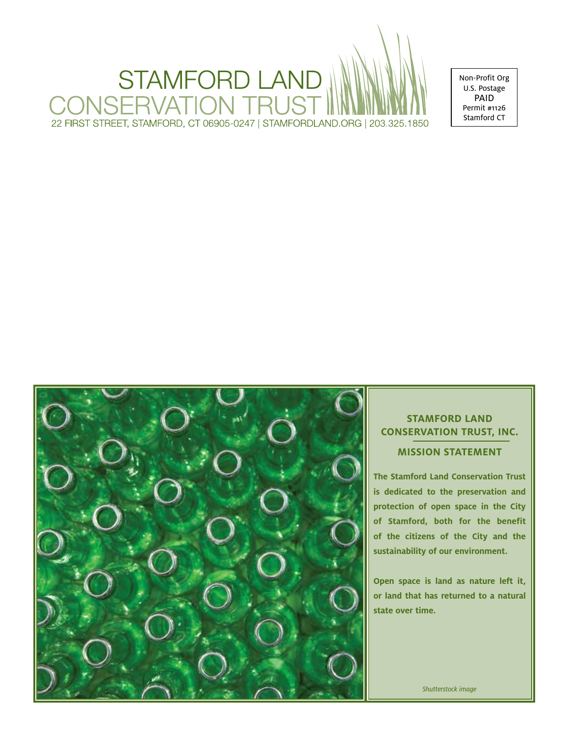# STAMFORD LAND CONSERVATION TRUST

22 FIRST STREET, STAMFORD, CT 06905-0247 | STAMFORDLAND.ORG | 203.325.1850

Non-Profit Org
U.S. Postage
PAID
Permit #1126
Stamford CT

## STAMFORD LAND CONSERVATION TRUST, INC.

### MISSION STATEMENT

**The Stamford Land Conservation Trust is dedicated to the preservation and protection of open space in the City of Stamford, both for the benefit of the citizens of the City and the sustainability of our environment.**

**Open space is land as nature left it, or land that has returned to a natural state over time.**

*Shutterstock image*